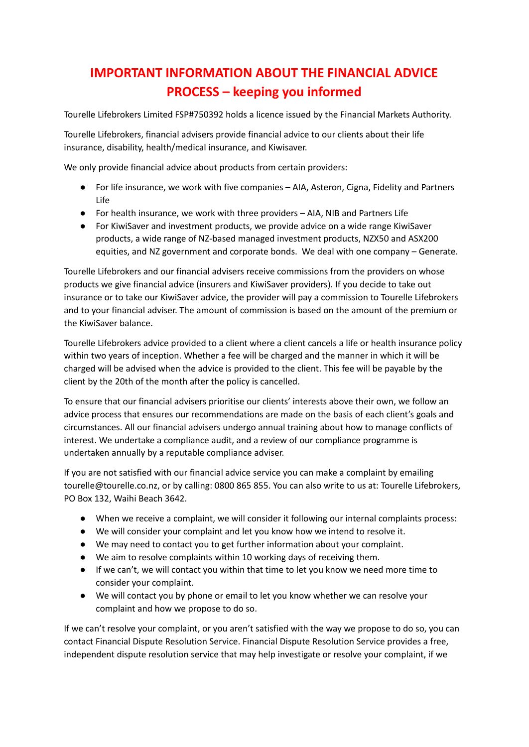# IMPORTANT INFORMATION ABOUT THE FINANCIAL ADVICE PROCESS – keeping you informed

Tourelle Lifebrokers Limited FSP#750392 holds a licence issued by the Financial Markets Authority.

Tourelle Lifebrokers, financial advisers provide financial advice to our clients about their life insurance, disability, health/medical insurance, and Kiwisaver.

We only provide financial advice about products from certain providers:

- For life insurance, we work with five companies – AIA, Asteron, Cigna, Fidelity and Partners Life
- For health insurance, we work with three providers – AIA, NIB and Partners Life
- For KiwiSaver and investment products, we provide advice on a wide range KiwiSaver products, a wide range of NZ-based managed investment products, NZX50 and ASX200 equities, and NZ government and corporate bonds. We deal with one company – Generate.

Tourelle Lifebrokers and our financial advisers receive commissions from the providers on whose products we give financial advice (insurers and KiwiSaver providers). If you decide to take out insurance or to take our KiwiSaver advice, the provider will pay a commission to Tourelle Lifebrokers and to your financial adviser. The amount of commission is based on the amount of the premium or the KiwiSaver balance.

Tourelle Lifebrokers advice provided to a client where a client cancels a life or health insurance policy within two years of inception. Whether a fee will be charged and the manner in which it will be charged will be advised when the advice is provided to the client. This fee will be payable by the client by the 20th of the month after the policy is cancelled.

To ensure that our financial advisers prioritise our clients' interests above their own, we follow an advice process that ensures our recommendations are made on the basis of each client's goals and circumstances. All our financial advisers undergo annual training about how to manage conflicts of interest. We undertake a compliance audit, and a review of our compliance programme is undertaken annually by a reputable compliance adviser.

If you are not satisfied with our financial advice service you can make a complaint by emailing tourelle@tourelle.co.nz, or by calling: 0800 865 855. You can also write to us at: Tourelle Lifebrokers, PO Box 132, Waihi Beach 3642.

- When we receive a complaint, we will consider it following our internal complaints process:
- We will consider your complaint and let you know how we intend to resolve it.
- We may need to contact you to get further information about your complaint.
- We aim to resolve complaints within 10 working days of receiving them.
- If we can't, we will contact you within that time to let you know we need more time to consider your complaint.
- We will contact you by phone or email to let you know whether we can resolve your complaint and how we propose to do so.

If we can't resolve your complaint, or you aren't satisfied with the way we propose to do so, you can contact Financial Dispute Resolution Service. Financial Dispute Resolution Service provides a free, independent dispute resolution service that may help investigate or resolve your complaint, if we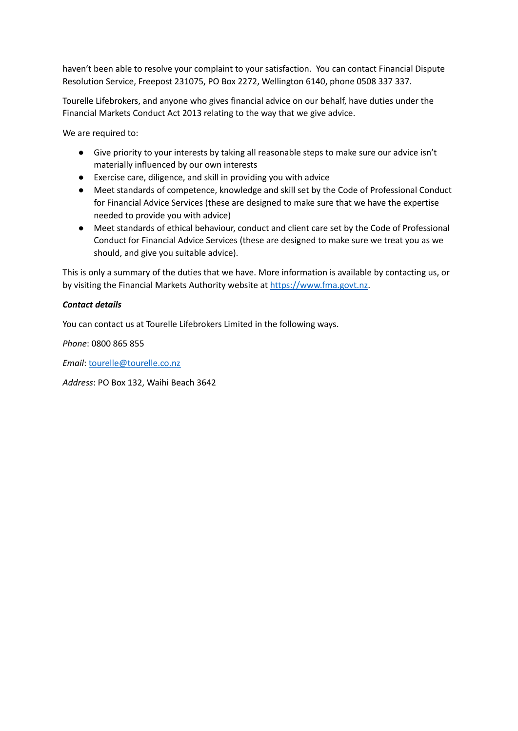haven't been able to resolve your complaint to your satisfaction.  You can contact Financial Dispute Resolution Service, Freepost 231075, PO Box 2272, Wellington 6140, phone 0508 337 337.

Tourelle Lifebrokers, and anyone who gives financial advice on our behalf, have duties under the Financial Markets Conduct Act 2013 relating to the way that we give advice.

We are required to:

- Give priority to your interests by taking all reasonable steps to make sure our advice isn't materially influenced by our own interests
- Exercise care, diligence, and skill in providing you with advice
- Meet standards of competence, knowledge and skill set by the Code of Professional Conduct for Financial Advice Services (these are designed to make sure that we have the expertise needed to provide you with advice)
- Meet standards of ethical behaviour, conduct and client care set by the Code of Professional Conduct for Financial Advice Services (these are designed to make sure we treat you as we should, and give you suitable advice).

This is only a summary of the duties that we have. More information is available by contacting us, or by visiting the Financial Markets Authority website at [https://www.fma.govt.nz](https://www.fma.govt.nz).

***Contact details***

You can contact us at Tourelle Lifebrokers Limited in the following ways.

*Phone*: 0800 865 855

*Email*: [tourelle@tourelle.co.nz](mailto:tourelle@tourelle.co.nz)

*Address*: PO Box 132, Waihi Beach 3642